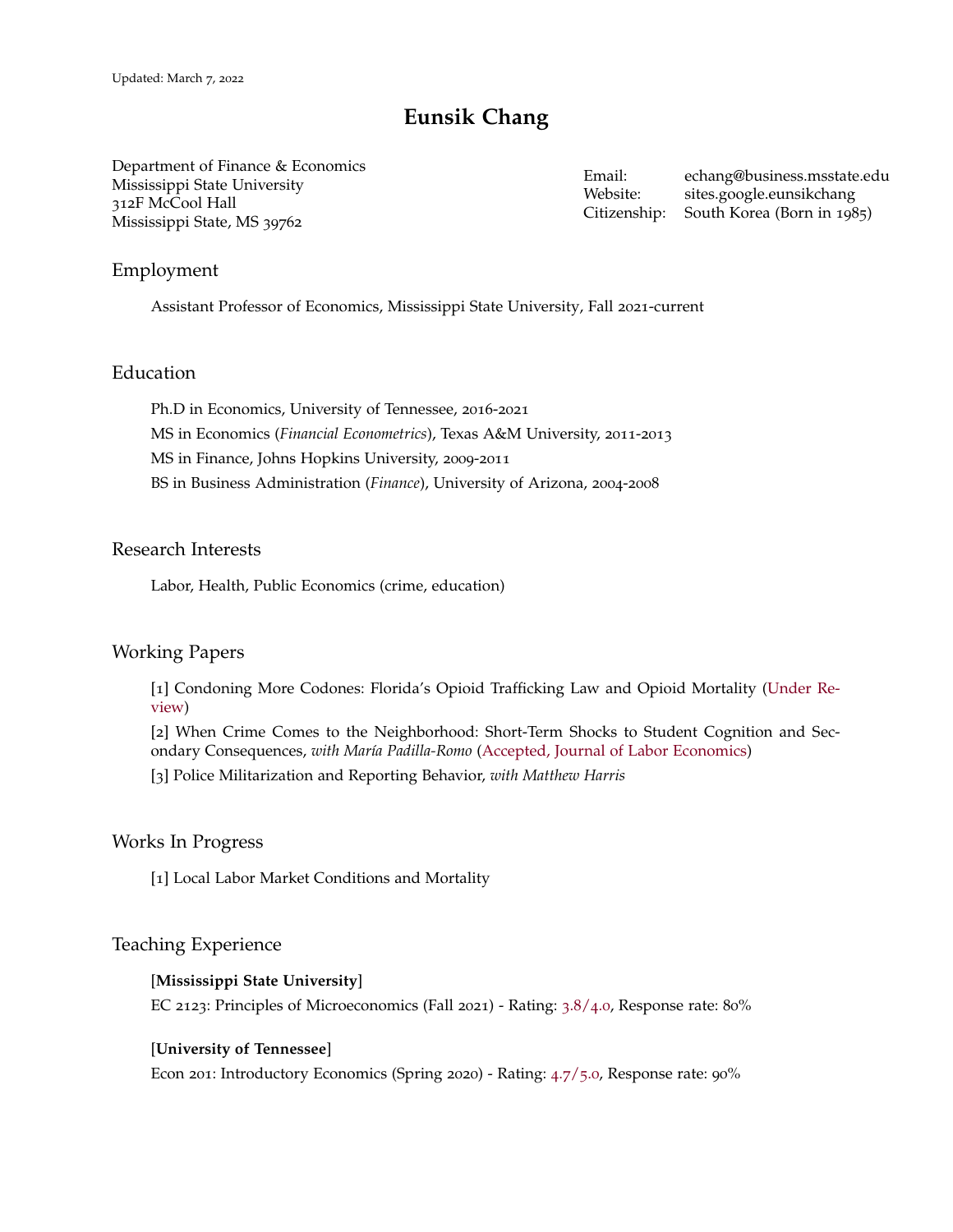Updated: March 7, 2022

# Eunsik Chang

Department of Finance & Economics
Mississippi State University
312F McCool Hall
Mississippi State, MS 39762

Email: echang@business.msstate.edu
Website: sites.google.eunsikchang
Citizenship: South Korea (Born in 1985)

## Employment

Assistant Professor of Economics, Mississippi State University, Fall 2021-current

## Education

Ph.D in Economics, University of Tennessee, 2016-2021

MS in Economics (*Financial Econometrics*), Texas A&M University, 2011-2013

MS in Finance, Johns Hopkins University, 2009-2011

BS in Business Administration (*Finance*), University of Arizona, 2004-2008

## Research Interests

Labor, Health, Public Economics (crime, education)

## Working Papers

[1] Condoning More Codones: Florida's Opioid Trafficking Law and Opioid Mortality (Under Review)

[2] When Crime Comes to the Neighborhood: Short-Term Shocks to Student Cognition and Secondary Consequences, *with María Padilla-Romo* (Accepted, Journal of Labor Economics)

[3] Police Militarization and Reporting Behavior, *with Matthew Harris*

## Works In Progress

[1] Local Labor Market Conditions and Mortality

## Teaching Experience

[**Mississippi State University**]

EC 2123: Principles of Microeconomics (Fall 2021) - Rating: 3.8/4.0, Response rate: 80%

[**University of Tennessee**]

Econ 201: Introductory Economics (Spring 2020) - Rating: 4.7/5.0, Response rate: 90%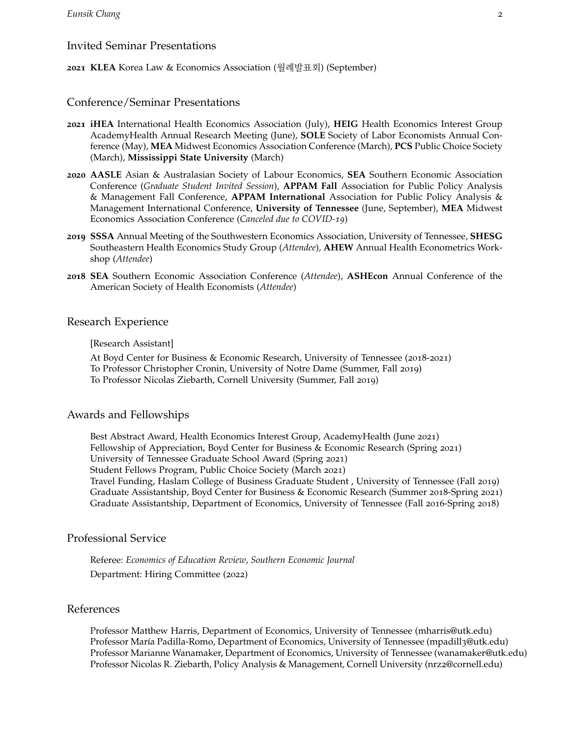## Invited Seminar Presentations

**2021** **KLEA** Korea Law & Economics Association (월례발표회) (September)

## Conference/Seminar Presentations

**2021** **iHEA** International Health Economics Association (July), **HEIG** Health Economics Interest Group AcademyHealth Annual Research Meeting (June), **SOLE** Society of Labor Economists Annual Conference (May), **MEA** Midwest Economics Association Conference (March), **PCS** Public Choice Society (March), **Mississippi State University** (March)

**2020** **AASLE** Asian & Australasian Society of Labour Economics, **SEA** Southern Economic Association Conference (*Graduate Student Invited Session*), **APPAM Fall** Association for Public Policy Analysis & Management Fall Conference, **APPAM International** Association for Public Policy Analysis & Management International Conference, **University of Tennessee** (June, September), **MEA** Midwest Economics Association Conference (*Canceled due to COVID-19*)

**2019** **SSSA** Annual Meeting of the Southwestern Economics Association, University of Tennessee, **SHESG** Southeastern Health Economics Study Group (*Attendee*), **AHEW** Annual Health Econometrics Workshop (*Attendee*)

**2018** **SEA** Southern Economic Association Conference (*Attendee*), **ASHEcon** Annual Conference of the American Society of Health Economists (*Attendee*)

## Research Experience

[Research Assistant]

At Boyd Center for Business & Economic Research, University of Tennessee (2018-2021)
To Professor Christopher Cronin, University of Notre Dame (Summer, Fall 2019)
To Professor Nicolas Ziebarth, Cornell University (Summer, Fall 2019)

## Awards and Fellowships

Best Abstract Award, Health Economics Interest Group, AcademyHealth (June 2021)
Fellowship of Appreciation, Boyd Center for Business & Economic Research (Spring 2021)
University of Tennessee Graduate School Award (Spring 2021)
Student Fellows Program, Public Choice Society (March 2021)
Travel Funding, Haslam College of Business Graduate Student , University of Tennessee (Fall 2019)
Graduate Assistantship, Boyd Center for Business & Economic Research (Summer 2018-Spring 2021)
Graduate Assistantship, Department of Economics, University of Tennessee (Fall 2016-Spring 2018)

## Professional Service

Referee: *Economics of Education Review*, *Southern Economic Journal*

Department: Hiring Committee (2022)

## References

Professor Matthew Harris, Department of Economics, University of Tennessee (mharris@utk.edu)
Professor María Padilla-Romo, Department of Economics, University of Tennessee (mpadill3@utk.edu)
Professor Marianne Wanamaker, Department of Economics, University of Tennessee (wanamaker@utk.edu)
Professor Nicolas R. Ziebarth, Policy Analysis & Management, Cornell University (nrz2@cornell.edu)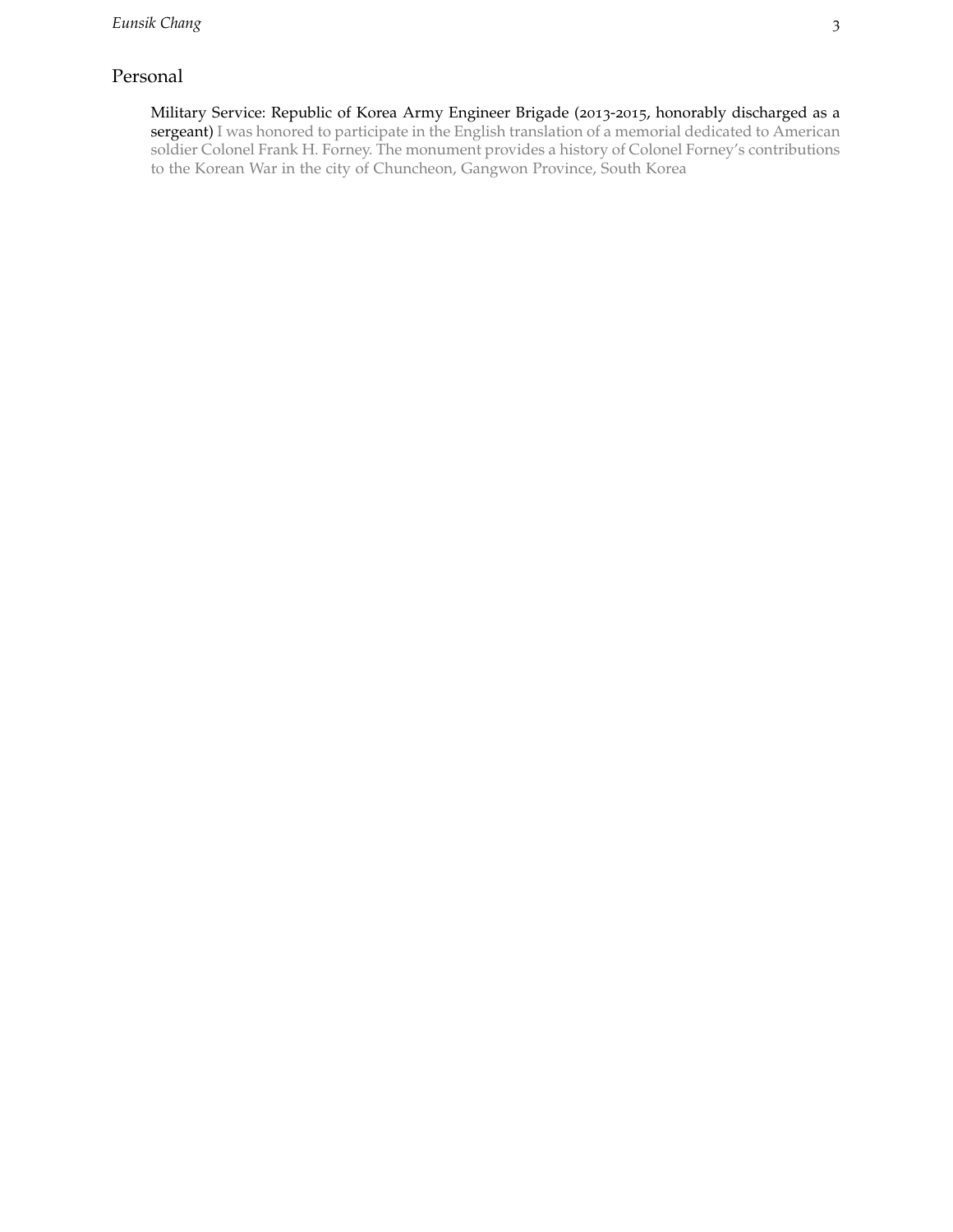## Personal

Military Service: Republic of Korea Army Engineer Brigade (2013-2015, honorably discharged as a sergeant) I was honored to participate in the English translation of a memorial dedicated to American soldier Colonel Frank H. Forney. The monument provides a history of Colonel Forney's contributions to the Korean War in the city of Chuncheon, Gangwon Province, South Korea